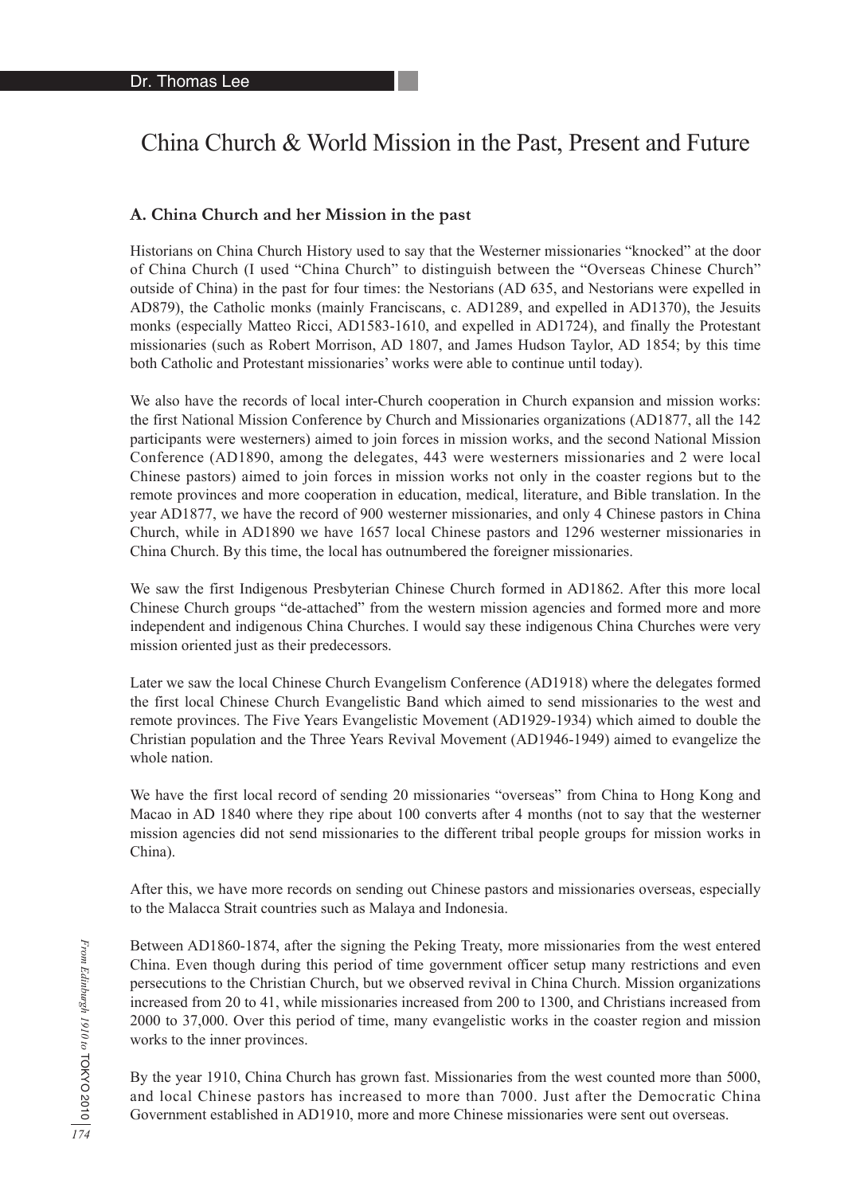Dr. Thomas Lee

# China Church & World Mission in the Past, Present and Future

## A. China Church and her Mission in the past

Historians on China Church History used to say that the Westerner missionaries "knocked" at the door of China Church (I used "China Church" to distinguish between the "Overseas Chinese Church" outside of China) in the past for four times: the Nestorians (AD 635, and Nestorians were expelled in AD879), the Catholic monks (mainly Franciscans, c. AD1289, and expelled in AD1370), the Jesuits monks (especially Matteo Ricci, AD1583-1610, and expelled in AD1724), and finally the Protestant missionaries (such as Robert Morrison, AD 1807, and James Hudson Taylor, AD 1854; by this time both Catholic and Protestant missionaries' works were able to continue until today).

We also have the records of local inter-Church cooperation in Church expansion and mission works: the first National Mission Conference by Church and Missionaries organizations (AD1877, all the 142 participants were westerners) aimed to join forces in mission works, and the second National Mission Conference (AD1890, among the delegates, 443 were westerners missionaries and 2 were local Chinese pastors) aimed to join forces in mission works not only in the coaster regions but to the remote provinces and more cooperation in education, medical, literature, and Bible translation. In the year AD1877, we have the record of 900 westerner missionaries, and only 4 Chinese pastors in China Church, while in AD1890 we have 1657 local Chinese pastors and 1296 westerner missionaries in China Church. By this time, the local has outnumbered the foreigner missionaries.

We saw the first Indigenous Presbyterian Chinese Church formed in AD1862. After this more local Chinese Church groups "de-attached" from the western mission agencies and formed more and more independent and indigenous China Churches. I would say these indigenous China Churches were very mission oriented just as their predecessors.

Later we saw the local Chinese Church Evangelism Conference (AD1918) where the delegates formed the first local Chinese Church Evangelistic Band which aimed to send missionaries to the west and remote provinces. The Five Years Evangelistic Movement (AD1929-1934) which aimed to double the Christian population and the Three Years Revival Movement (AD1946-1949) aimed to evangelize the whole nation.

We have the first local record of sending 20 missionaries "overseas" from China to Hong Kong and Macao in AD 1840 where they ripe about 100 converts after 4 months (not to say that the westerner mission agencies did not send missionaries to the different tribal people groups for mission works in China).

After this, we have more records on sending out Chinese pastors and missionaries overseas, especially to the Malacca Strait countries such as Malaya and Indonesia.

Between AD1860-1874, after the signing the Peking Treaty, more missionaries from the west entered China. Even though during this period of time government officer setup many restrictions and even persecutions to the Christian Church, but we observed revival in China Church. Mission organizations increased from 20 to 41, while missionaries increased from 200 to 1300, and Christians increased from 2000 to 37,000. Over this period of time, many evangelistic works in the coaster region and mission works to the inner provinces.

By the year 1910, China Church has grown fast. Missionaries from the west counted more than 5000, and local Chinese pastors has increased to more than 7000. Just after the Democratic China Government established in AD1910, more and more Chinese missionaries were sent out overseas.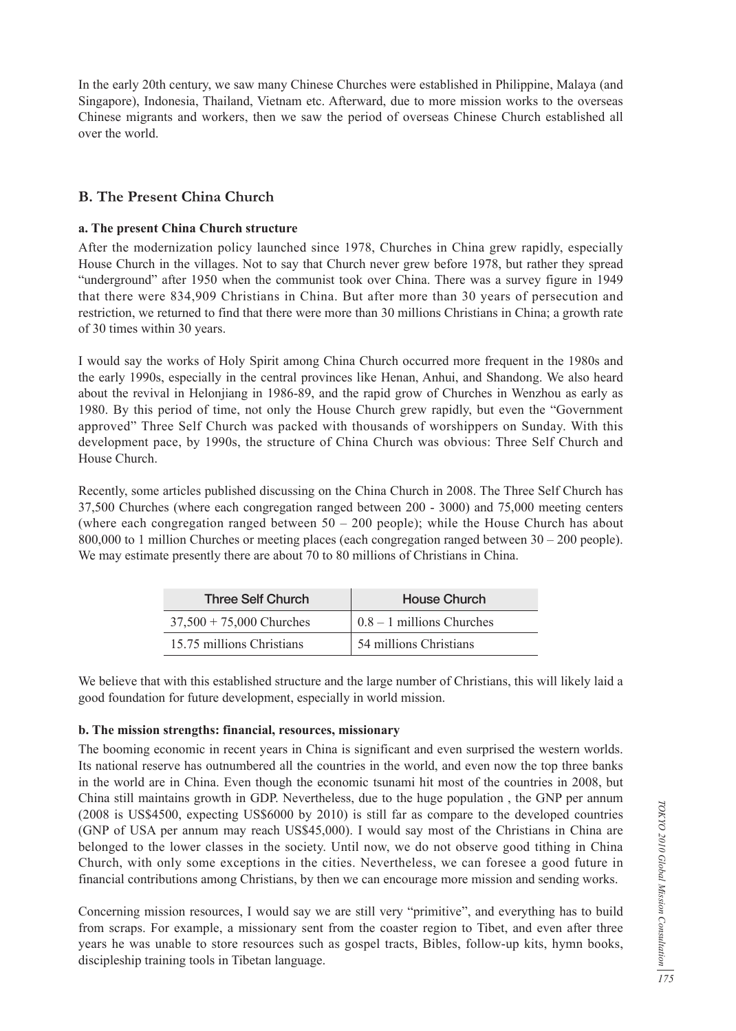In the early 20th century, we saw many Chinese Churches were established in Philippine, Malaya (and Singapore), Indonesia, Thailand, Vietnam etc. Afterward, due to more mission works to the overseas Chinese migrants and workers, then we saw the period of overseas Chinese Church established all over the world.

## B. The Present China Church

### a. The present China Church structure

After the modernization policy launched since 1978, Churches in China grew rapidly, especially House Church in the villages. Not to say that Church never grew before 1978, but rather they spread "underground" after 1950 when the communist took over China. There was a survey figure in 1949 that there were 834,909 Christians in China. But after more than 30 years of persecution and restriction, we returned to find that there were more than 30 millions Christians in China; a growth rate of 30 times within 30 years.

I would say the works of Holy Spirit among China Church occurred more frequent in the 1980s and the early 1990s, especially in the central provinces like Henan, Anhui, and Shandong. We also heard about the revival in Helonjiang in 1986-89, and the rapid grow of Churches in Wenzhou as early as 1980. By this period of time, not only the House Church grew rapidly, but even the "Government approved" Three Self Church was packed with thousands of worshippers on Sunday. With this development pace, by 1990s, the structure of China Church was obvious: Three Self Church and House Church.

Recently, some articles published discussing on the China Church in 2008. The Three Self Church has 37,500 Churches (where each congregation ranged between 200 - 3000) and 75,000 meeting centers (where each congregation ranged between 50 – 200 people); while the House Church has about 800,000 to 1 million Churches or meeting places (each congregation ranged between 30 – 200 people). We may estimate presently there are about 70 to 80 millions of Christians in China.

| Three Self Church | House Church |
|---|---|
| 37,500 + 75,000 Churches | 0.8 – 1 millions Churches |
| 15.75 millions Christians | 54 millions Christians |

We believe that with this established structure and the large number of Christians, this will likely laid a good foundation for future development, especially in world mission.

### b. The mission strengths: financial, resources, missionary

The booming economic in recent years in China is significant and even surprised the western worlds. Its national reserve has outnumbered all the countries in the world, and even now the top three banks in the world are in China. Even though the economic tsunami hit most of the countries in 2008, but China still maintains growth in GDP. Nevertheless, due to the huge population , the GNP per annum (2008 is US$4500, expecting US$6000 by 2010) is still far as compare to the developed countries (GNP of USA per annum may reach US$45,000). I would say most of the Christians in China are belonged to the lower classes in the society. Until now, we do not observe good tithing in China Church, with only some exceptions in the cities. Nevertheless, we can foresee a good future in financial contributions among Christians, by then we can encourage more mission and sending works.

Concerning mission resources, I would say we are still very "primitive", and everything has to build from scraps. For example, a missionary sent from the coaster region to Tibet, and even after three years he was unable to store resources such as gospel tracts, Bibles, follow-up kits, hymn books, discipleship training tools in Tibetan language.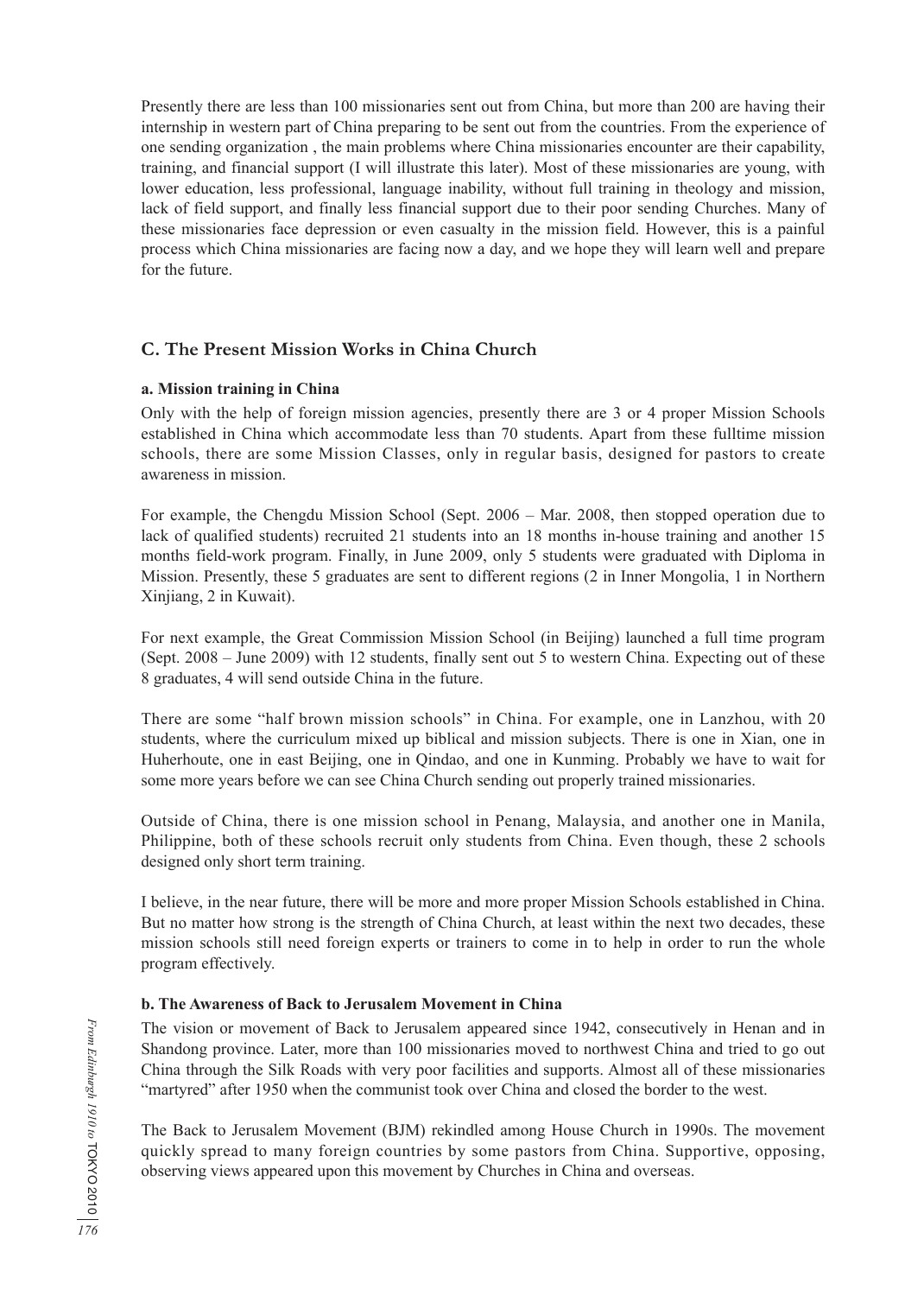Presently there are less than 100 missionaries sent out from China, but more than 200 are having their internship in western part of China preparing to be sent out from the countries. From the experience of one sending organization , the main problems where China missionaries encounter are their capability, training, and financial support (I will illustrate this later). Most of these missionaries are young, with lower education, less professional, language inability, without full training in theology and mission, lack of field support, and finally less financial support due to their poor sending Churches. Many of these missionaries face depression or even casualty in the mission field. However, this is a painful process which China missionaries are facing now a day, and we hope they will learn well and prepare for the future.

## C. The Present Mission Works in China Church

### a. Mission training in China

Only with the help of foreign mission agencies, presently there are 3 or 4 proper Mission Schools established in China which accommodate less than 70 students. Apart from these fulltime mission schools, there are some Mission Classes, only in regular basis, designed for pastors to create awareness in mission.

For example, the Chengdu Mission School (Sept. 2006 – Mar. 2008, then stopped operation due to lack of qualified students) recruited 21 students into an 18 months in-house training and another 15 months field-work program. Finally, in June 2009, only 5 students were graduated with Diploma in Mission. Presently, these 5 graduates are sent to different regions (2 in Inner Mongolia, 1 in Northern Xinjiang, 2 in Kuwait).

For next example, the Great Commission Mission School (in Beijing) launched a full time program (Sept. 2008 – June 2009) with 12 students, finally sent out 5 to western China. Expecting out of these 8 graduates, 4 will send outside China in the future.

There are some "half brown mission schools" in China. For example, one in Lanzhou, with 20 students, where the curriculum mixed up biblical and mission subjects. There is one in Xian, one in Huherhoute, one in east Beijing, one in Qindao, and one in Kunming. Probably we have to wait for some more years before we can see China Church sending out properly trained missionaries.

Outside of China, there is one mission school in Penang, Malaysia, and another one in Manila, Philippine, both of these schools recruit only students from China. Even though, these 2 schools designed only short term training.

I believe, in the near future, there will be more and more proper Mission Schools established in China. But no matter how strong is the strength of China Church, at least within the next two decades, these mission schools still need foreign experts or trainers to come in to help in order to run the whole program effectively.

### b. The Awareness of Back to Jerusalem Movement in China

The vision or movement of Back to Jerusalem appeared since 1942, consecutively in Henan and in Shandong province. Later, more than 100 missionaries moved to northwest China and tried to go out China through the Silk Roads with very poor facilities and supports. Almost all of these missionaries "martyred" after 1950 when the communist took over China and closed the border to the west.

The Back to Jerusalem Movement (BJM) rekindled among House Church in 1990s. The movement quickly spread to many foreign countries by some pastors from China. Supportive, opposing, observing views appeared upon this movement by Churches in China and overseas.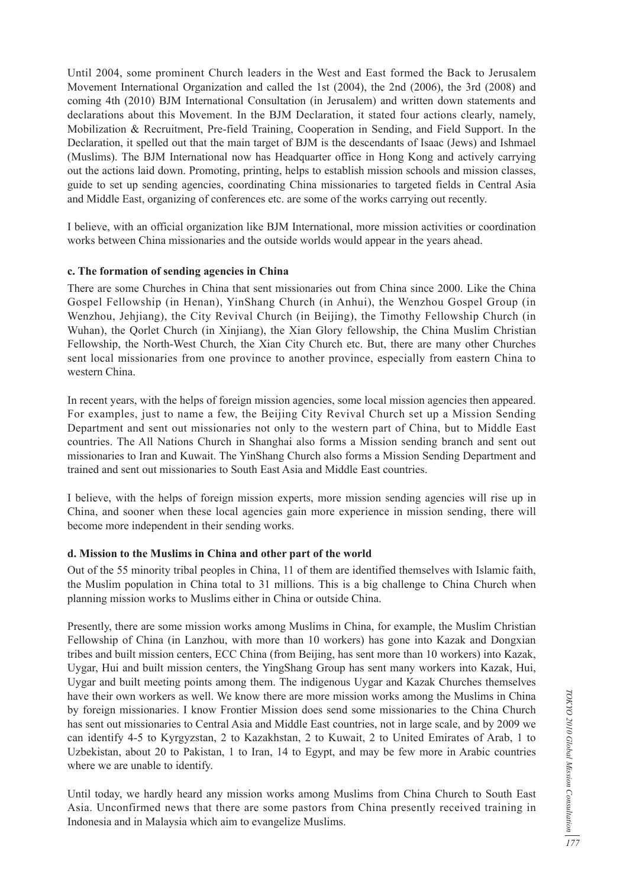Until 2004, some prominent Church leaders in the West and East formed the Back to Jerusalem Movement International Organization and called the 1st (2004), the 2nd (2006), the 3rd (2008) and coming 4th (2010) BJM International Consultation (in Jerusalem) and written down statements and declarations about this Movement. In the BJM Declaration, it stated four actions clearly, namely, Mobilization & Recruitment, Pre-field Training, Cooperation in Sending, and Field Support. In the Declaration, it spelled out that the main target of BJM is the descendants of Isaac (Jews) and Ishmael (Muslims). The BJM International now has Headquarter office in Hong Kong and actively carrying out the actions laid down. Promoting, printing, helps to establish mission schools and mission classes, guide to set up sending agencies, coordinating China missionaries to targeted fields in Central Asia and Middle East, organizing of conferences etc. are some of the works carrying out recently.

I believe, with an official organization like BJM International, more mission activities or coordination works between China missionaries and the outside worlds would appear in the years ahead.

**c. The formation of sending agencies in China**

There are some Churches in China that sent missionaries out from China since 2000. Like the China Gospel Fellowship (in Henan), YinShang Church (in Anhui), the Wenzhou Gospel Group (in Wenzhou, Jehjiang), the City Revival Church (in Beijing), the Timothy Fellowship Church (in Wuhan), the Qorlet Church (in Xinjiang), the Xian Glory fellowship, the China Muslim Christian Fellowship, the North-West Church, the Xian City Church etc. But, there are many other Churches sent local missionaries from one province to another province, especially from eastern China to western China.

In recent years, with the helps of foreign mission agencies, some local mission agencies then appeared. For examples, just to name a few, the Beijing City Revival Church set up a Mission Sending Department and sent out missionaries not only to the western part of China, but to Middle East countries. The All Nations Church in Shanghai also forms a Mission sending branch and sent out missionaries to Iran and Kuwait. The YinShang Church also forms a Mission Sending Department and trained and sent out missionaries to South East Asia and Middle East countries.

I believe, with the helps of foreign mission experts, more mission sending agencies will rise up in China, and sooner when these local agencies gain more experience in mission sending, there will become more independent in their sending works.

**d. Mission to the Muslims in China and other part of the world**

Out of the 55 minority tribal peoples in China, 11 of them are identified themselves with Islamic faith, the Muslim population in China total to 31 millions. This is a big challenge to China Church when planning mission works to Muslims either in China or outside China.

Presently, there are some mission works among Muslims in China, for example, the Muslim Christian Fellowship of China (in Lanzhou, with more than 10 workers) has gone into Kazak and Dongxian tribes and built mission centers, ECC China (from Beijing, has sent more than 10 workers) into Kazak, Uygar, Hui and built mission centers, the YingShang Group has sent many workers into Kazak, Hui, Uygar and built meeting points among them. The indigenous Uygar and Kazak Churches themselves have their own workers as well. We know there are more mission works among the Muslims in China by foreign missionaries. I know Frontier Mission does send some missionaries to the China Church has sent out missionaries to Central Asia and Middle East countries, not in large scale, and by 2009 we can identify 4-5 to Kyrgyzstan, 2 to Kazakhstan, 2 to Kuwait, 2 to United Emirates of Arab, 1 to Uzbekistan, about 20 to Pakistan, 1 to Iran, 14 to Egypt, and may be few more in Arabic countries where we are unable to identify.

Until today, we hardly heard any mission works among Muslims from China Church to South East Asia. Unconfirmed news that there are some pastors from China presently received training in Indonesia and in Malaysia which aim to evangelize Muslims.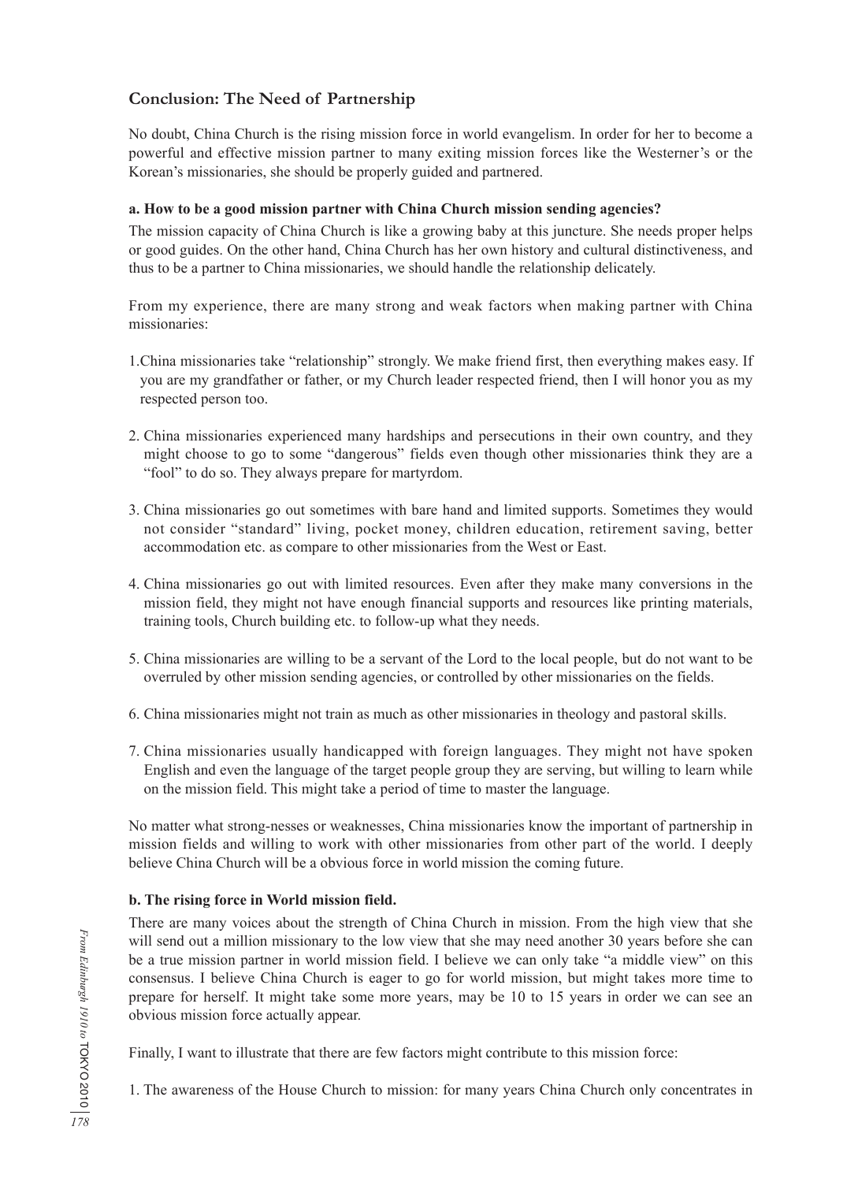## Conclusion: The Need of Partnership

No doubt, China Church is the rising mission force in world evangelism. In order for her to become a powerful and effective mission partner to many exiting mission forces like the Westerner's or the Korean's missionaries, she should be properly guided and partnered.

**a. How to be a good mission partner with China Church mission sending agencies?**

The mission capacity of China Church is like a growing baby at this juncture. She needs proper helps or good guides. On the other hand, China Church has her own history and cultural distinctiveness, and thus to be a partner to China missionaries, we should handle the relationship delicately.

From my experience, there are many strong and weak factors when making partner with China missionaries:

1. China missionaries take "relationship" strongly. We make friend first, then everything makes easy. If you are my grandfather or father, or my Church leader respected friend, then I will honor you as my respected person too.

2. China missionaries experienced many hardships and persecutions in their own country, and they might choose to go to some "dangerous" fields even though other missionaries think they are a "fool" to do so. They always prepare for martyrdom.

3. China missionaries go out sometimes with bare hand and limited supports. Sometimes they would not consider "standard" living, pocket money, children education, retirement saving, better accommodation etc. as compare to other missionaries from the West or East.

4. China missionaries go out with limited resources. Even after they make many conversions in the mission field, they might not have enough financial supports and resources like printing materials, training tools, Church building etc. to follow-up what they needs.

5. China missionaries are willing to be a servant of the Lord to the local people, but do not want to be overruled by other mission sending agencies, or controlled by other missionaries on the fields.

6. China missionaries might not train as much as other missionaries in theology and pastoral skills.

7. China missionaries usually handicapped with foreign languages. They might not have spoken English and even the language of the target people group they are serving, but willing to learn while on the mission field. This might take a period of time to master the language.

No matter what strong-nesses or weaknesses, China missionaries know the important of partnership in mission fields and willing to work with other missionaries from other part of the world. I deeply believe China Church will be a obvious force in world mission the coming future.

**b. The rising force in World mission field.**

There are many voices about the strength of China Church in mission. From the high view that she will send out a million missionary to the low view that she may need another 30 years before she can be a true mission partner in world mission field. I believe we can only take "a middle view" on this consensus. I believe China Church is eager to go for world mission, but might takes more time to prepare for herself. It might take some more years, may be 10 to 15 years in order we can see an obvious mission force actually appear.

Finally, I want to illustrate that there are few factors might contribute to this mission force:

1. The awareness of the House Church to mission: for many years China Church only concentrates in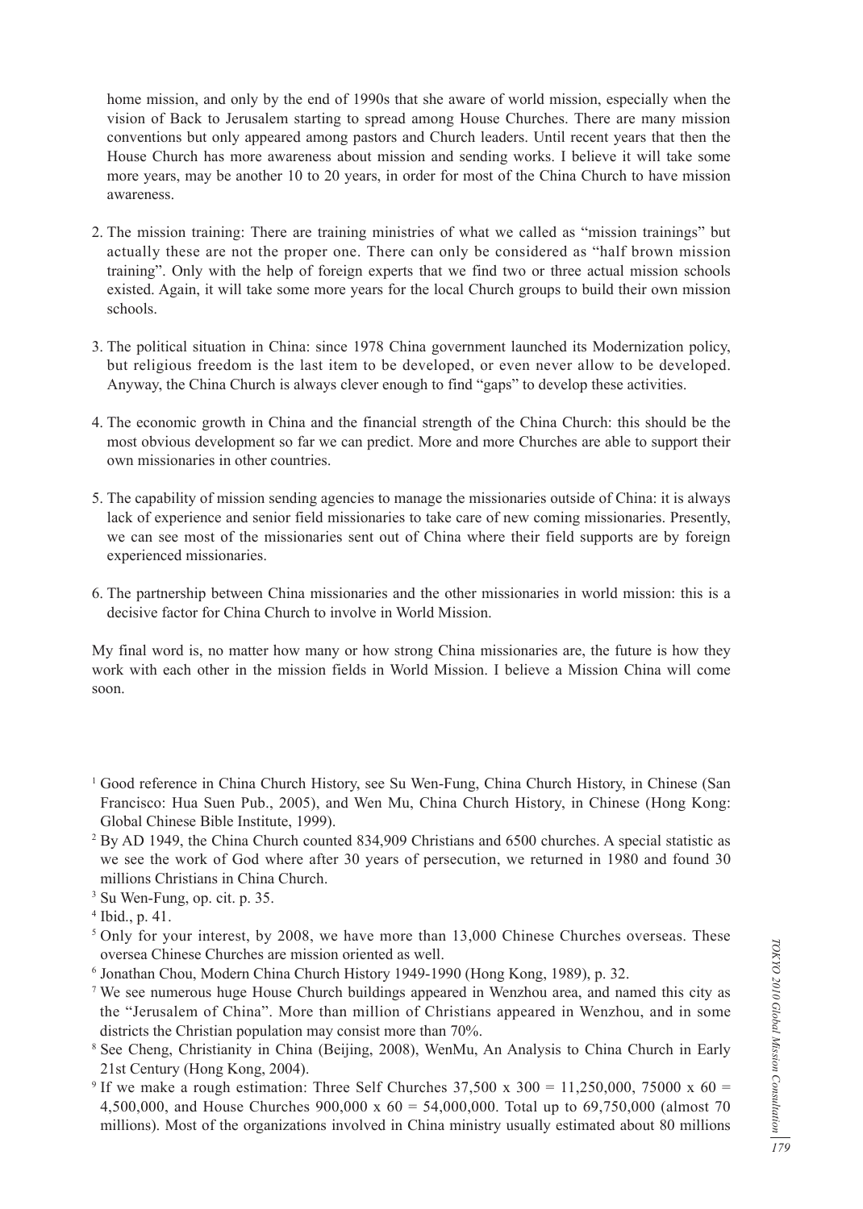home mission, and only by the end of 1990s that she aware of world mission, especially when the vision of Back to Jerusalem starting to spread among House Churches. There are many mission conventions but only appeared among pastors and Church leaders. Until recent years that then the House Church has more awareness about mission and sending works. I believe it will take some more years, may be another 10 to 20 years, in order for most of the China Church to have mission awareness.

2. The mission training: There are training ministries of what we called as "mission trainings" but actually these are not the proper one. There can only be considered as "half brown mission training". Only with the help of foreign experts that we find two or three actual mission schools existed. Again, it will take some more years for the local Church groups to build their own mission schools.

3. The political situation in China: since 1978 China government launched its Modernization policy, but religious freedom is the last item to be developed, or even never allow to be developed. Anyway, the China Church is always clever enough to find "gaps" to develop these activities.

4. The economic growth in China and the financial strength of the China Church: this should be the most obvious development so far we can predict. More and more Churches are able to support their own missionaries in other countries.

5. The capability of mission sending agencies to manage the missionaries outside of China: it is always lack of experience and senior field missionaries to take care of new coming missionaries. Presently, we can see most of the missionaries sent out of China where their field supports are by foreign experienced missionaries.

6. The partnership between China missionaries and the other missionaries in world mission: this is a decisive factor for China Church to involve in World Mission.

My final word is, no matter how many or how strong China missionaries are, the future is how they work with each other in the mission fields in World Mission. I believe a Mission China will come soon.

---

[1] Good reference in China Church History, see Su Wen-Fung, China Church History, in Chinese (San Francisco: Hua Suen Pub., 2005), and Wen Mu, China Church History, in Chinese (Hong Kong: Global Chinese Bible Institute, 1999).

[2] By AD 1949, the China Church counted 834,909 Christians and 6500 churches. A special statistic as we see the work of God where after 30 years of persecution, we returned in 1980 and found 30 millions Christians in China Church.

[3] Su Wen-Fung, op. cit. p. 35.

[4] Ibid., p. 41.

[5] Only for your interest, by 2008, we have more than 13,000 Chinese Churches overseas. These oversea Chinese Churches are mission oriented as well.

[6] Jonathan Chou, Modern China Church History 1949-1990 (Hong Kong, 1989), p. 32.

[7] We see numerous huge House Church buildings appeared in Wenzhou area, and named this city as the "Jerusalem of China". More than million of Christians appeared in Wenzhou, and in some districts the Christian population may consist more than 70%.

[8] See Cheng, Christianity in China (Beijing, 2008), WenMu, An Analysis to China Church in Early 21st Century (Hong Kong, 2004).

[9] If we make a rough estimation: Three Self Churches 37,500 x 300 = 11,250,000, 75000 x 60 = 4,500,000, and House Churches 900,000 x 60 = 54,000,000. Total up to 69,750,000 (almost 70 millions). Most of the organizations involved in China ministry usually estimated about 80 millions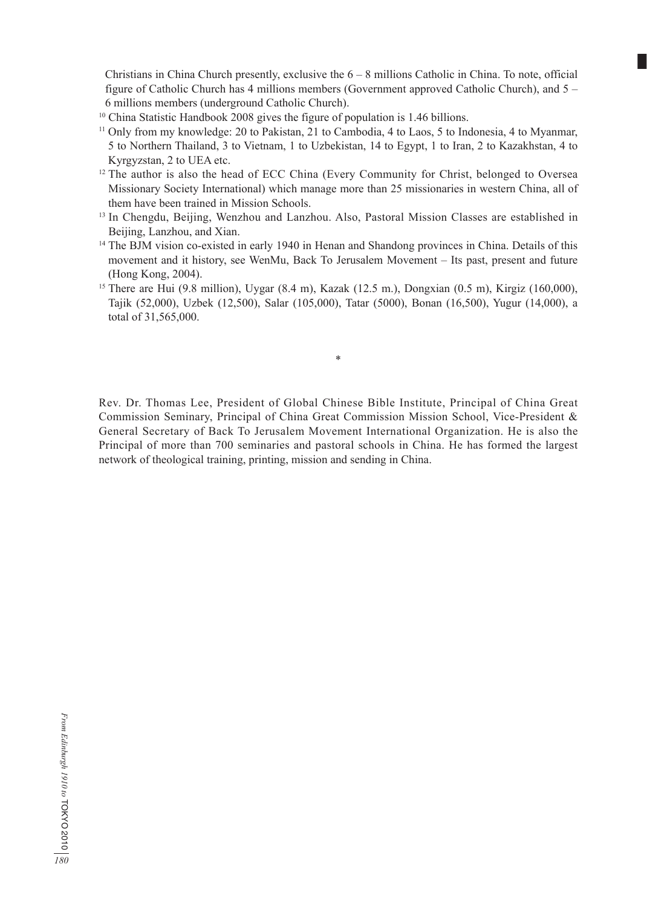Christians in China Church presently, exclusive the 6 – 8 millions Catholic in China. To note, official figure of Catholic Church has 4 millions members (Government approved Catholic Church), and 5 – 6 millions members (underground Catholic Church).

[10] China Statistic Handbook 2008 gives the figure of population is 1.46 billions.

[11] Only from my knowledge: 20 to Pakistan, 21 to Cambodia, 4 to Laos, 5 to Indonesia, 4 to Myanmar, 5 to Northern Thailand, 3 to Vietnam, 1 to Uzbekistan, 14 to Egypt, 1 to Iran, 2 to Kazakhstan, 4 to Kyrgyzstan, 2 to UEA etc.

[12] The author is also the head of ECC China (Every Community for Christ, belonged to Oversea Missionary Society International) which manage more than 25 missionaries in western China, all of them have been trained in Mission Schools.

[13] In Chengdu, Beijing, Wenzhou and Lanzhou. Also, Pastoral Mission Classes are established in Beijing, Lanzhou, and Xian.

[14] The BJM vision co-existed in early 1940 in Henan and Shandong provinces in China. Details of this movement and it history, see WenMu, Back To Jerusalem Movement – Its past, present and future (Hong Kong, 2004).

[15] There are Hui (9.8 million), Uygar (8.4 m), Kazak (12.5 m.), Dongxian (0.5 m), Kirgiz (160,000), Tajik (52,000), Uzbek (12,500), Salar (105,000), Tatar (5000), Bonan (16,500), Yugur (14,000), a total of 31,565,000.

*

Rev. Dr. Thomas Lee, President of Global Chinese Bible Institute, Principal of China Great Commission Seminary, Principal of China Great Commission Mission School, Vice-President & General Secretary of Back To Jerusalem Movement International Organization. He is also the Principal of more than 700 seminaries and pastoral schools in China. He has formed the largest network of theological training, printing, mission and sending in China.